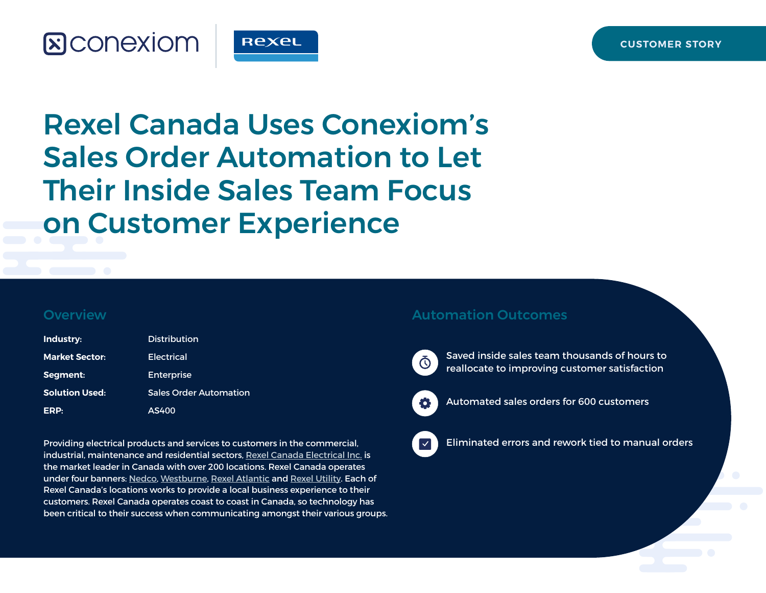CUSTOMER STORY

# Rexel Canada Uses Conexiom's Sales Order Automation to Let Their Inside Sales Team Focus on Customer Experience

## Overview

**Industry:** Distribution

**Market Sector:** Electrical

**Segment:** Enterprise

**Solution Used:** Sales Order Automation

**ERP:** AS400

Providing electrical products and services to customers in the commercial, industrial, maintenance and residential sectors, Rexel Canada Electrical Inc. is the market leader in Canada with over 200 locations. Rexel Canada operates under four banners: Nedco, Westburne, Rexel Atlantic and Rexel Utility. Each of Rexel Canada's locations works to provide a local business experience to their customers. Rexel Canada operates coast to coast in Canada, so technology has been critical to their success when communicating amongst their various groups.

## Automation Outcomes

- Saved inside sales team thousands of hours to reallocate to improving customer satisfaction
- Automated sales orders for 600 customers
- Eliminated errors and rework tied to manual orders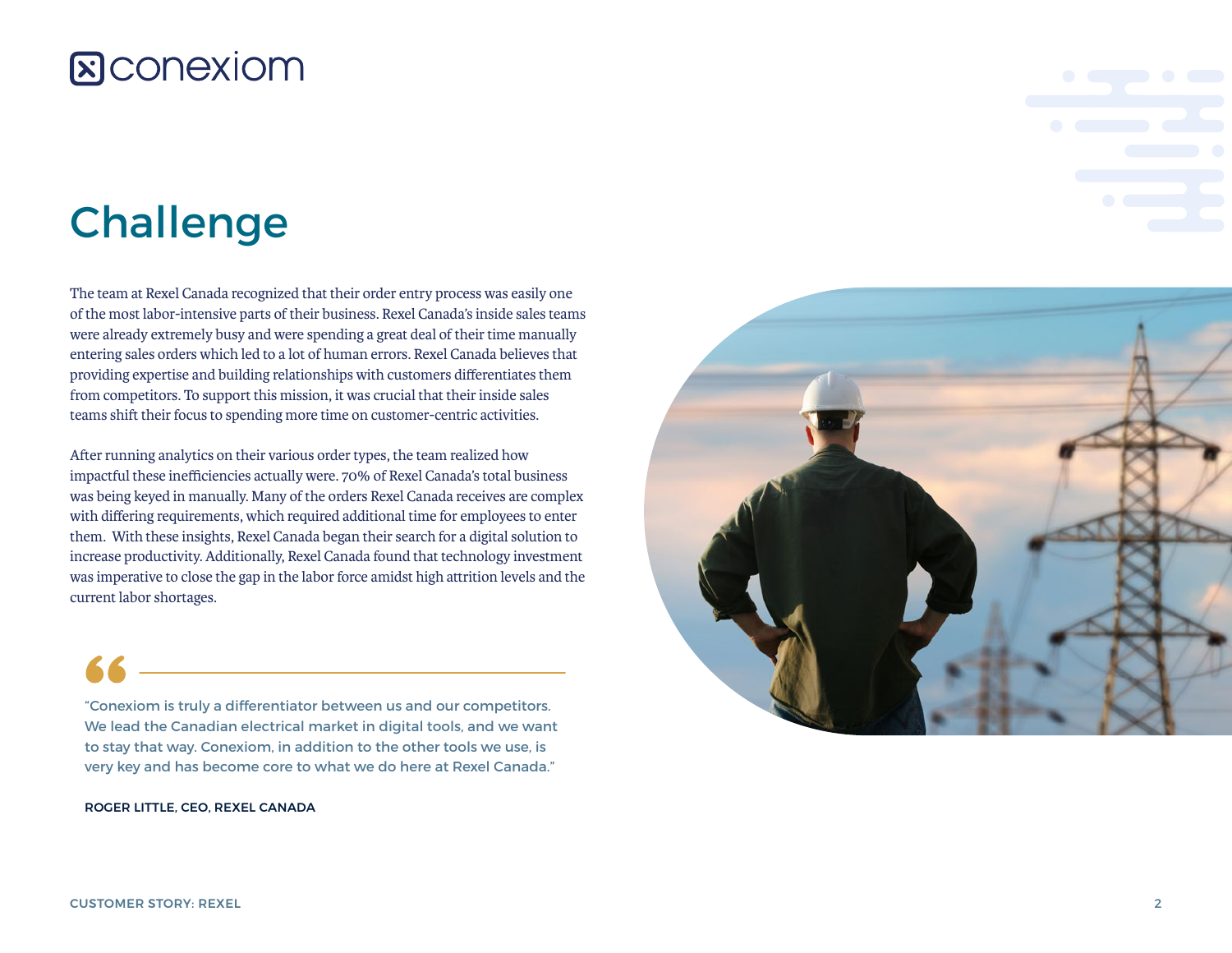# Challenge

The team at Rexel Canada recognized that their order entry process was easily one of the most labor-intensive parts of their business. Rexel Canada's inside sales teams were already extremely busy and were spending a great deal of their time manually entering sales orders which led to a lot of human errors. Rexel Canada believes that providing expertise and building relationships with customers differentiates them from competitors. To support this mission, it was crucial that their inside sales teams shift their focus to spending more time on customer-centric activities.

After running analytics on their various order types, the team realized how impactful these inefficiencies actually were. 70% of Rexel Canada's total business was being keyed in manually. Many of the orders Rexel Canada receives are complex with differing requirements, which required additional time for employees to enter them. With these insights, Rexel Canada began their search for a digital solution to increase productivity. Additionally, Rexel Canada found that technology investment was imperative to close the gap in the labor force amidst high attrition levels and the current labor shortages.

> "Conexiom is truly a differentiator between us and our competitors. We lead the Canadian electrical market in digital tools, and we want to stay that way. Conexiom, in addition to the other tools we use, is very key and has become core to what we do here at Rexel Canada."
>
> **ROGER LITTLE, CEO, REXEL CANADA**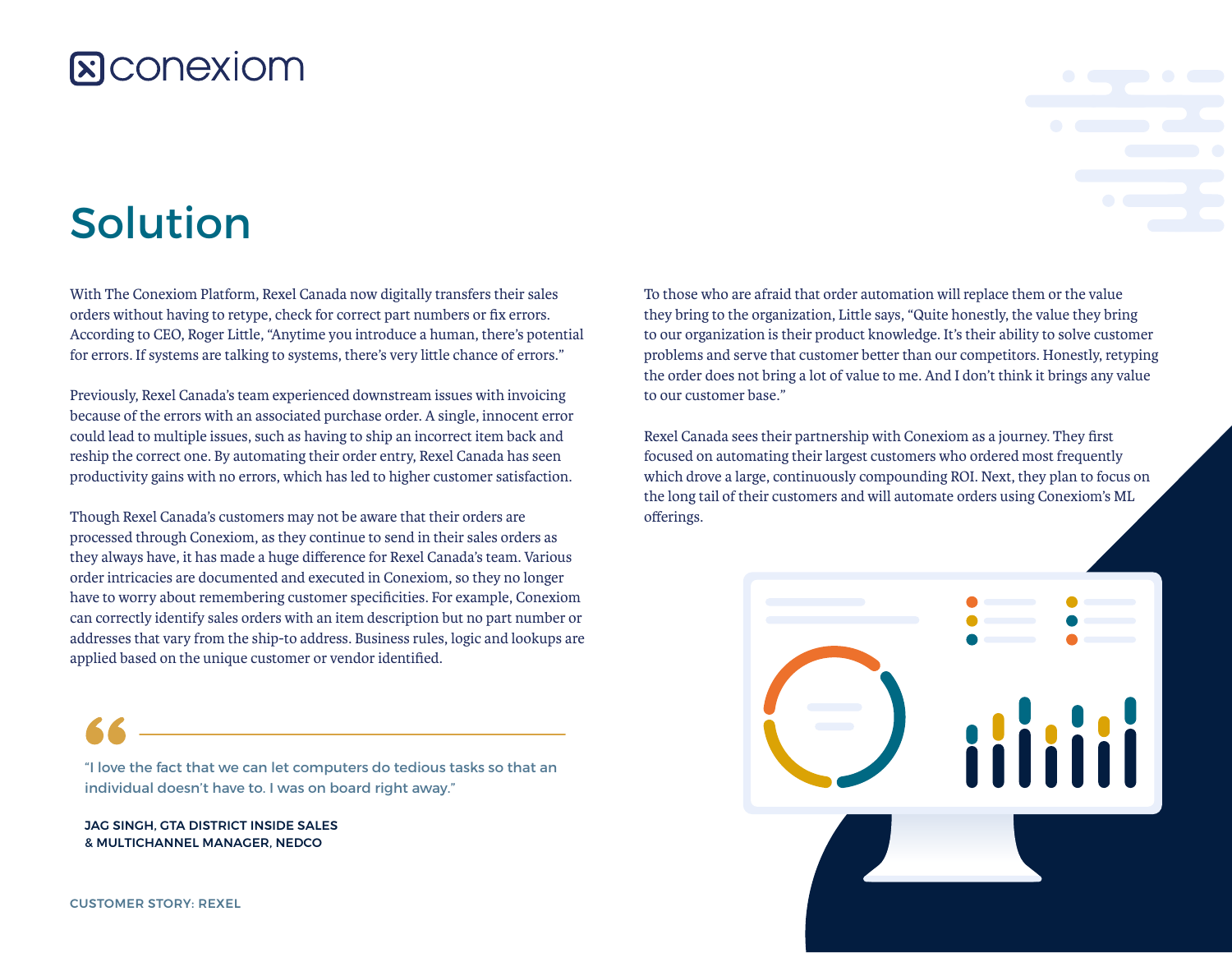# Solution

With The Conexiom Platform, Rexel Canada now digitally transfers their sales orders without having to retype, check for correct part numbers or fix errors. According to CEO, Roger Little, "Anytime you introduce a human, there's potential for errors. If systems are talking to systems, there's very little chance of errors."

Previously, Rexel Canada's team experienced downstream issues with invoicing because of the errors with an associated purchase order. A single, innocent error could lead to multiple issues, such as having to ship an incorrect item back and reship the correct one. By automating their order entry, Rexel Canada has seen productivity gains with no errors, which has led to higher customer satisfaction.

Though Rexel Canada's customers may not be aware that their orders are processed through Conexiom, as they continue to send in their sales orders as they always have, it has made a huge difference for Rexel Canada's team. Various order intricacies are documented and executed in Conexiom, so they no longer have to worry about remembering customer specificities. For example, Conexiom can correctly identify sales orders with an item description but no part number or addresses that vary from the ship-to address. Business rules, logic and lookups are applied based on the unique customer or vendor identified.

> "I love the fact that we can let computers do tedious tasks so that an individual doesn't have to. I was on board right away."
>
> **JAG SINGH, GTA DISTRICT INSIDE SALES & MULTICHANNEL MANAGER, NEDCO**

To those who are afraid that order automation will replace them or the value they bring to the organization, Little says, "Quite honestly, the value they bring to our organization is their product knowledge. It's their ability to solve customer problems and serve that customer better than our competitors. Honestly, retyping the order does not bring a lot of value to me. And I don't think it brings any value to our customer base."

Rexel Canada sees their partnership with Conexiom as a journey. They first focused on automating their largest customers who ordered most frequently which drove a large, continuously compounding ROI. Next, they plan to focus on the long tail of their customers and will automate orders using Conexiom's ML offerings.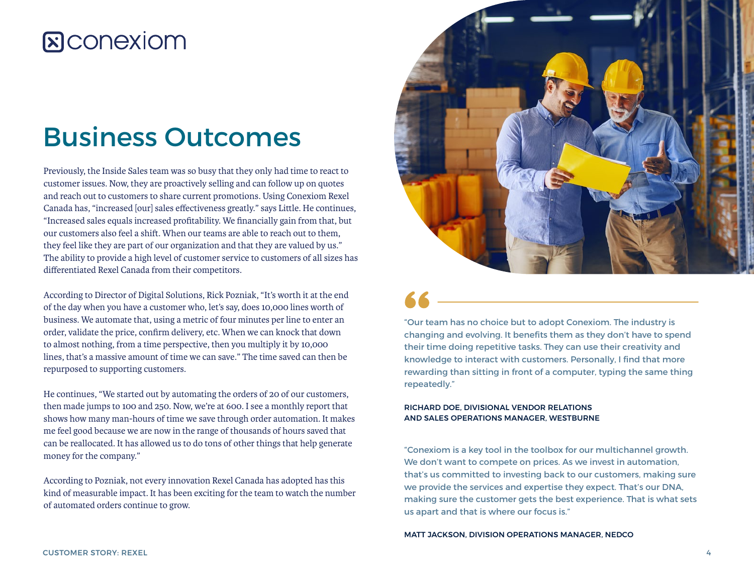# Business Outcomes

Previously, the Inside Sales team was so busy that they only had time to react to customer issues. Now, they are proactively selling and can follow up on quotes and reach out to customers to share current promotions. Using Conexiom Rexel Canada has, "increased [our] sales effectiveness greatly." says Little. He continues, "Increased sales equals increased profitability. We financially gain from that, but our customers also feel a shift. When our teams are able to reach out to them, they feel like they are part of our organization and that they are valued by us." The ability to provide a high level of customer service to customers of all sizes has differentiated Rexel Canada from their competitors.

According to Director of Digital Solutions, Rick Pozniak, "It's worth it at the end of the day when you have a customer who, let's say, does 10,000 lines worth of business. We automate that, using a metric of four minutes per line to enter an order, validate the price, confirm delivery, etc. When we can knock that down to almost nothing, from a time perspective, then you multiply it by 10,000 lines, that's a massive amount of time we can save." The time saved can then be repurposed to supporting customers.

He continues, "We started out by automating the orders of 20 of our customers, then made jumps to 100 and 250. Now, we're at 600. I see a monthly report that shows how many man-hours of time we save through order automation. It makes me feel good because we are now in the range of thousands of hours saved that can be reallocated. It has allowed us to do tons of other things that help generate money for the company."

According to Pozniak, not every innovation Rexel Canada has adopted has this kind of measurable impact. It has been exciting for the team to watch the number of automated orders continue to grow.

> "Our team has no choice but to adopt Conexiom. The industry is changing and evolving. It benefits them as they don't have to spend their time doing repetitive tasks. They can use their creativity and knowledge to interact with customers. Personally, I find that more rewarding than sitting in front of a computer, typing the same thing repeatedly."
>
> **RICHARD DOE, DIVISIONAL VENDOR RELATIONS AND SALES OPERATIONS MANAGER, WESTBURNE**

> "Conexiom is a key tool in the toolbox for our multichannel growth. We don't want to compete on prices. As we invest in automation, that's us committed to investing back to our customers, making sure we provide the services and expertise they expect. That's our DNA, making sure the customer gets the best experience. That is what sets us apart and that is where our focus is."
>
> **MATT JACKSON, DIVISION OPERATIONS MANAGER, NEDCO**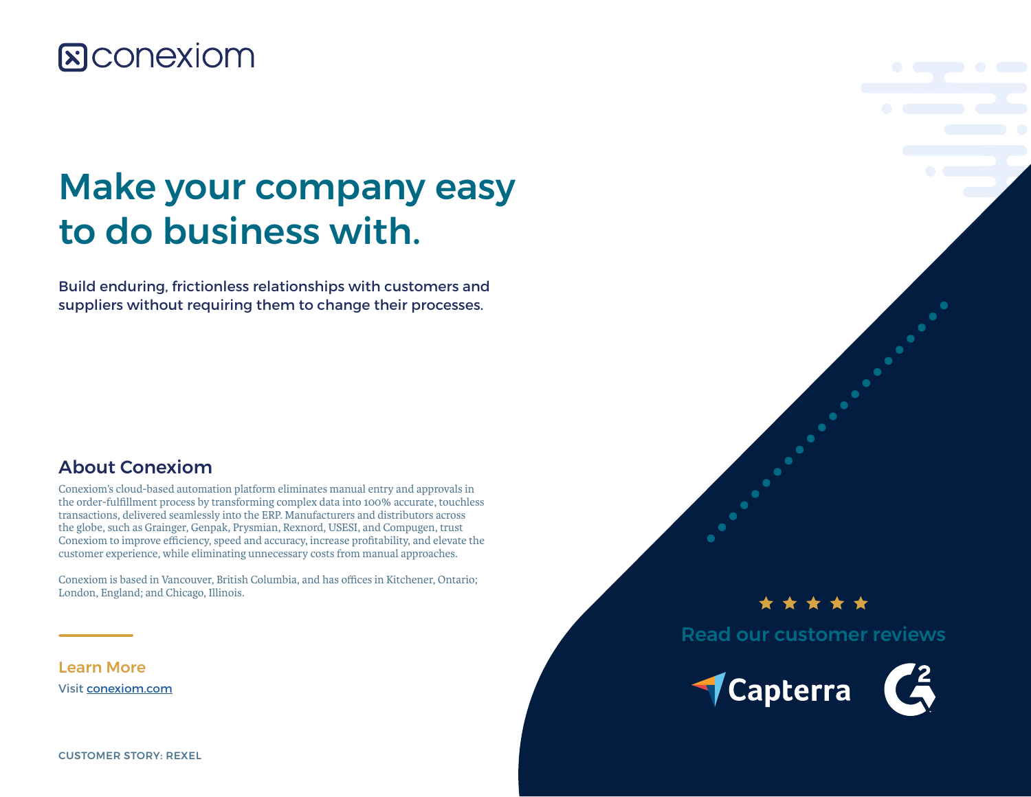conexiom

# Make your company easy to do business with.

Build enduring, frictionless relationships with customers and suppliers without requiring them to change their processes.

## About Conexiom

Conexiom's cloud-based automation platform eliminates manual entry and approvals in the order-fulfillment process by transforming complex data into 100% accurate, touchless transactions, delivered seamlessly into the ERP. Manufacturers and distributors across the globe, such as Grainger, Genpak, Prysmian, Rexnord, USESI, and Compugen, trust Conexiom to improve efficiency, speed and accuracy, increase profitability, and elevate the customer experience, while eliminating unnecessary costs from manual approaches.

Conexiom is based in Vancouver, British Columbia, and has offices in Kitchener, Ontario; London, England; and Chicago, Illinois.

### Learn More

Visit [conexiom.com](https://conexiom.com)

CUSTOMER STORY: REXEL

★ ★ ★ ★ ★

Read our customer reviews

Capterra

G2